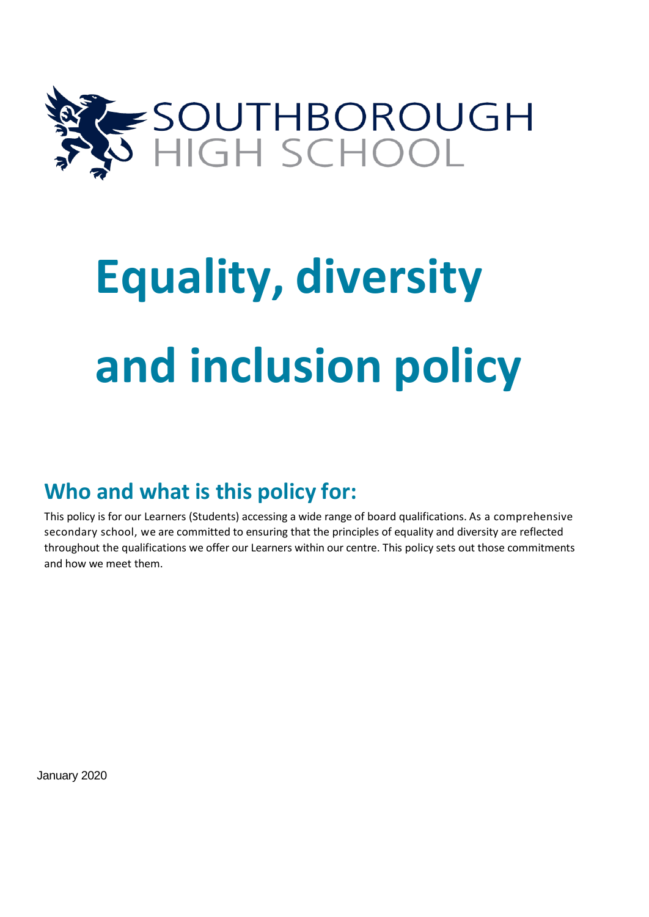SOUTHBOROUGH
HIGH SCHOOL

# Equality, diversity and inclusion policy

## Who and what is this policy for:

This policy is for our Learners (Students) accessing a wide range of board qualifications. As a comprehensive secondary school, we are committed to ensuring that the principles of equality and diversity are reflected throughout the qualifications we offer our Learners within our centre. This policy sets out those commitments and how we meet them.

January 2020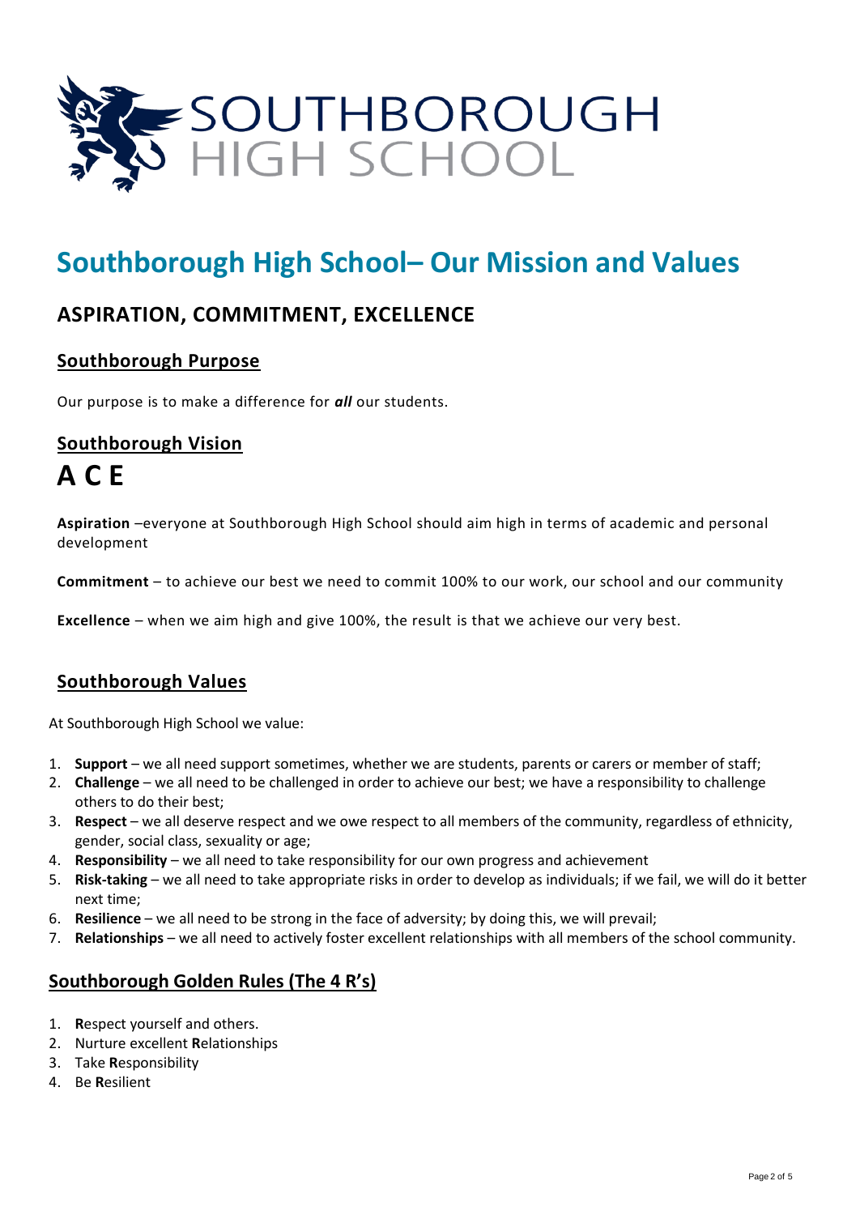# Southborough High School– Our Mission and Values

## ASPIRATION, COMMITMENT, EXCELLENCE

### Southborough Purpose

Our purpose is to make a difference for ***all*** our students.

### Southborough Vision

# A C E

**Aspiration** –everyone at Southborough High School should aim high in terms of academic and personal development

**Commitment** – to achieve our best we need to commit 100% to our work, our school and our community

**Excellence** – when we aim high and give 100%, the result is that we achieve our very best.

### Southborough Values

At Southborough High School we value:

1. **Support** – we all need support sometimes, whether we are students, parents or carers or member of staff;
2. **Challenge** – we all need to be challenged in order to achieve our best; we have a responsibility to challenge others to do their best;
3. **Respect** – we all deserve respect and we owe respect to all members of the community, regardless of ethnicity, gender, social class, sexuality or age;
4. **Responsibility** – we all need to take responsibility for our own progress and achievement
5. **Risk-taking** – we all need to take appropriate risks in order to develop as individuals; if we fail, we will do it better next time;
6. **Resilience** – we all need to be strong in the face of adversity; by doing this, we will prevail;
7. **Relationships** – we all need to actively foster excellent relationships with all members of the school community.

### Southborough Golden Rules (The 4 R's)

1. **R**espect yourself and others.
2. Nurture excellent **R**elationships
3. Take **R**esponsibility
4. Be **R**esilient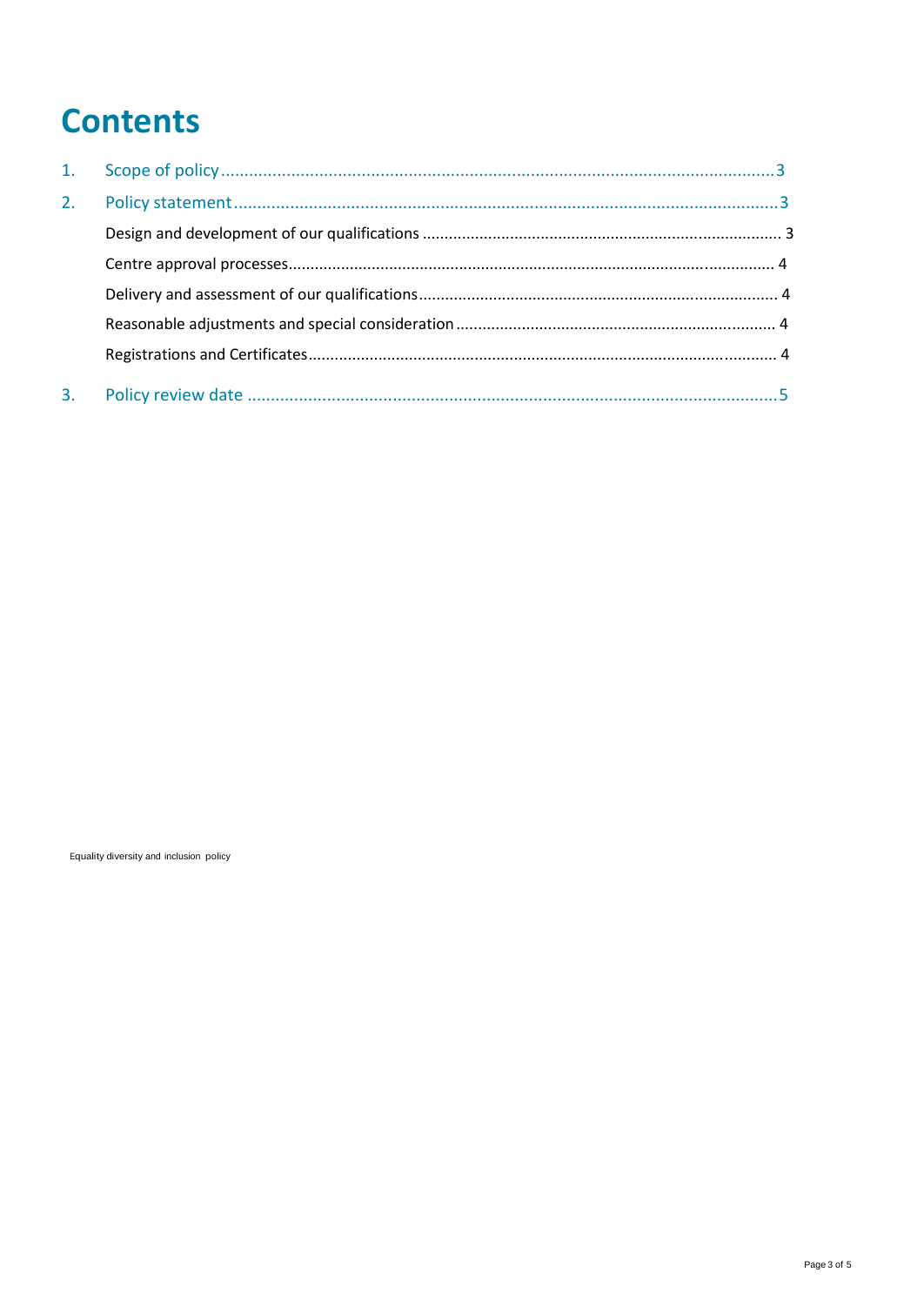# Contents

1. Scope of policy ..... 3
2. Policy statement ..... 3
   - Design and development of our qualifications ..... 3
   - Centre approval processes ..... 4
   - Delivery and assessment of our qualifications ..... 4
   - Reasonable adjustments and special consideration ..... 4
   - Registrations and Certificates ..... 4
3. Policy review date ..... 5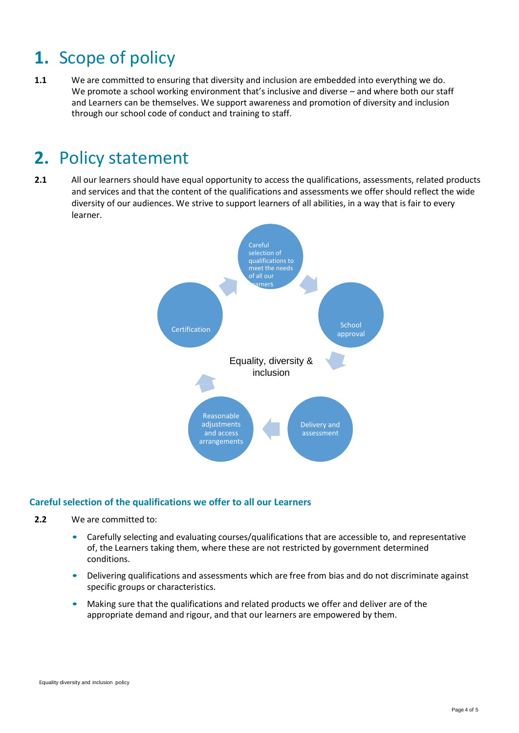# 1. Scope of policy

**1.1** We are committed to ensuring that diversity and inclusion are embedded into everything we do. We promote a school working environment that's inclusive and diverse – and where both our staff and Learners can be themselves. We support awareness and promotion of diversity and inclusion through our school code of conduct and training to staff.

# 2. Policy statement

**2.1** All our learners should have equal opportunity to access the qualifications, assessments, related products and services and that the content of the qualifications and assessments we offer should reflect the wide diversity of our audiences. We strive to support learners of all abilities, in a way that is fair to every learner.

Careful selection of qualifications to meet the needs of all our learners

School approval

Delivery and assessment

Reasonable adjustments and access arrangements

Certification

Equality, diversity & inclusion

### Careful selection of the qualifications we offer to all our Learners

**2.2** We are committed to:

- Carefully selecting and evaluating courses/qualifications that are accessible to, and representative of, the Learners taking them, where these are not restricted by government determined conditions.
- Delivering qualifications and assessments which are free from bias and do not discriminate against specific groups or characteristics.
- Making sure that the qualifications and related products we offer and deliver are of the appropriate demand and rigour, and that our learners are empowered by them.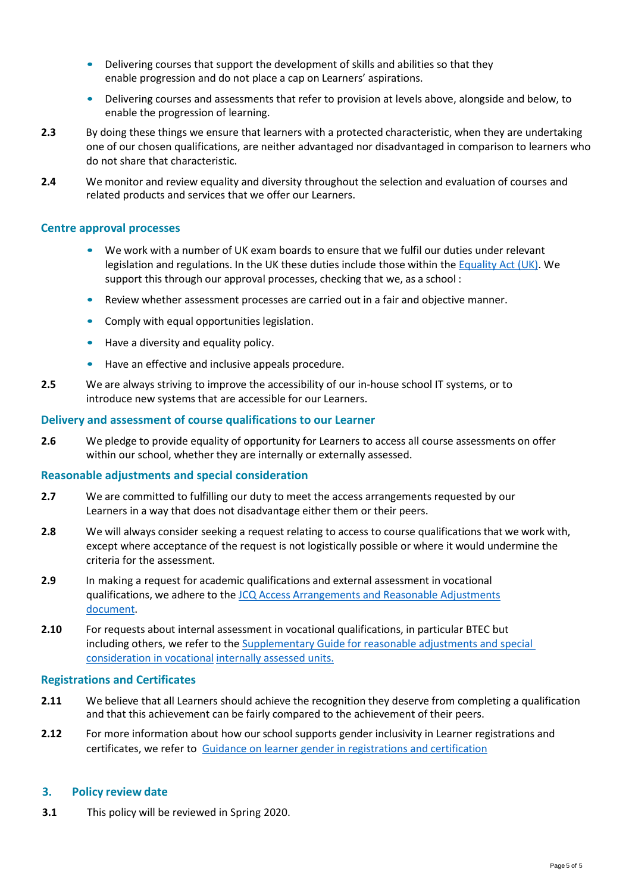- Delivering courses that support the development of skills and abilities so that they enable progression and do not place a cap on Learners' aspirations.
- Delivering courses and assessments that refer to provision at levels above, alongside and below, to enable the progression of learning.

**2.3** By doing these things we ensure that learners with a protected characteristic, when they are undertaking one of our chosen qualifications, are neither advantaged nor disadvantaged in comparison to learners who do not share that characteristic.

**2.4** We monitor and review equality and diversity throughout the selection and evaluation of courses and related products and services that we offer our Learners.

### Centre approval processes

- We work with a number of UK exam boards to ensure that we fulfil our duties under relevant legislation and regulations. In the UK these duties include those within the Equality Act (UK). We support this through our approval processes, checking that we, as a school :
- Review whether assessment processes are carried out in a fair and objective manner.
- Comply with equal opportunities legislation.
- Have a diversity and equality policy.
- Have an effective and inclusive appeals procedure.

**2.5** We are always striving to improve the accessibility of our in-house school IT systems, or to introduce new systems that are accessible for our Learners.

### Delivery and assessment of course qualifications to our Learner

**2.6** We pledge to provide equality of opportunity for Learners to access all course assessments on offer within our school, whether they are internally or externally assessed.

### Reasonable adjustments and special consideration

**2.7** We are committed to fulfilling our duty to meet the access arrangements requested by our Learners in a way that does not disadvantage either them or their peers.

**2.8** We will always consider seeking a request relating to access to course qualifications that we work with, except where acceptance of the request is not logistically possible or where it would undermine the criteria for the assessment.

**2.9** In making a request for academic qualifications and external assessment in vocational qualifications, we adhere to the JCQ Access Arrangements and Reasonable Adjustments document.

**2.10** For requests about internal assessment in vocational qualifications, in particular BTEC but including others, we refer to the Supplementary Guide for reasonable adjustments and special consideration in vocational internally assessed units.

### Registrations and Certificates

**2.11** We believe that all Learners should achieve the recognition they deserve from completing a qualification and that this achievement can be fairly compared to the achievement of their peers.

**2.12** For more information about how our school supports gender inclusivity in Learner registrations and certificates, we refer to Guidance on learner gender in registrations and certification

## 3. Policy review date

**3.1** This policy will be reviewed in Spring 2020.